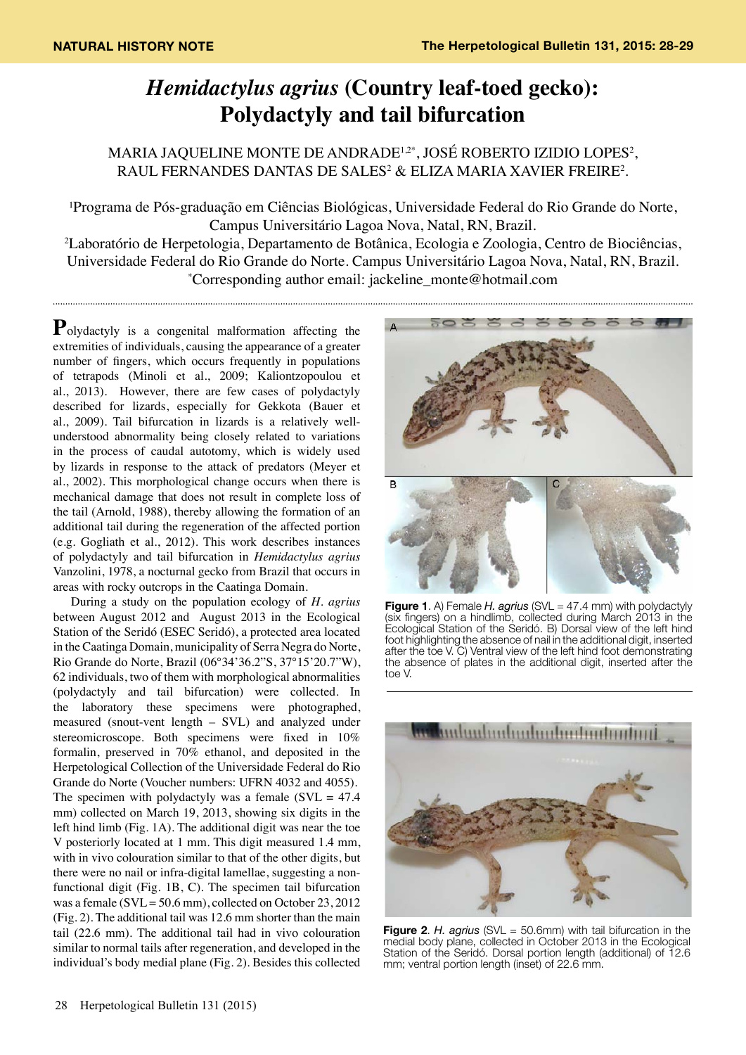NATURAL HISTORY NOTE

# *Hemidactylus agrius* (Country leaf-toed gecko): Polydactyly and tail bifurcation

MARIA JAQUELINE MONTE DE ANDRADE[1,2*], JOSÉ ROBERTO IZIDIO LOPES[2], RAUL FERNANDES DANTAS DE SALES[2] & ELIZA MARIA XAVIER FREIRE[2].

[1]Programa de Pós-graduação em Ciências Biológicas, Universidade Federal do Rio Grande do Norte, Campus Universitário Lagoa Nova, Natal, RN, Brazil.
[2]Laboratório de Herpetologia, Departamento de Botânica, Ecologia e Zoologia, Centro de Biociências, Universidade Federal do Rio Grande do Norte. Campus Universitário Lagoa Nova, Natal, RN, Brazil.
[*]Corresponding author email: jackeline_monte@hotmail.com

Polydactyly is a congenital malformation affecting the extremities of individuals, causing the appearance of a greater number of fingers, which occurs frequently in populations of tetrapods (Minoli et al., 2009; Kaliontzopoulou et al., 2013). However, there are few cases of polydactyly described for lizards, especially for Gekkota (Bauer et al., 2009). Tail bifurcation in lizards is a relatively well-understood abnormality being closely related to variations in the process of caudal autotomy, which is widely used by lizards in response to the attack of predators (Meyer et al., 2002). This morphological change occurs when there is mechanical damage that does not result in complete loss of the tail (Arnold, 1988), thereby allowing the formation of an additional tail during the regeneration of the affected portion (e.g. Gogliath et al., 2012). This work describes instances of polydactyly and tail bifurcation in *Hemidactylus agrius* Vanzolini, 1978, a nocturnal gecko from Brazil that occurs in areas with rocky outcrops in the Caatinga Domain.

During a study on the population ecology of *H. agrius* between August 2012 and August 2013 in the Ecological Station of the Seridó (ESEC Seridó), a protected area located in the Caatinga Domain, municipality of Serra Negra do Norte, Rio Grande do Norte, Brazil (06°34'36.2"S, 37°15'20.7"W), 62 individuals, two of them with morphological abnormalities (polydactyly and tail bifurcation) were collected. In the laboratory these specimens were photographed, measured (snout-vent length – SVL) and analyzed under stereomicroscope. Both specimens were fixed in 10% formalin, preserved in 70% ethanol, and deposited in the Herpetological Collection of the Universidade Federal do Rio Grande do Norte (Voucher numbers: UFRN 4032 and 4055). The specimen with polydactyly was a female (SVL = 47.4 mm) collected on March 19, 2013, showing six digits in the left hind limb (Fig. 1A). The additional digit was near the toe V posteriorly located at 1 mm. This digit measured 1.4 mm, with in vivo colouration similar to that of the other digits, but there were no nail or infra-digital lamellae, suggesting a non-functional digit (Fig. 1B, C). The specimen tail bifurcation was a female (SVL = 50.6 mm), collected on October 23, 2012 (Fig. 2). The additional tail was 12.6 mm shorter than the main tail (22.6 mm). The additional tail had in vivo colouration similar to normal tails after regeneration, and developed in the individual's body medial plane (Fig. 2). Besides this collected

**Figure 1**. A) Female *H. agrius* (SVL = 47.4 mm) with polydactyly (six fingers) on a hindlimb, collected during March 2013 in the Ecological Station of the Seridó. B) Dorsal view of the left hind foot highlighting the absence of nail in the additional digit, inserted after the toe V. C) Ventral view of the left hind foot demonstrating the absence of plates in the additional digit, inserted after the toe V.

**Figure 2**. *H. agrius* (SVL = 50.6mm) with tail bifurcation in the medial body plane, collected in October 2013 in the Ecological Station of the Seridó. Dorsal portion length (additional) of 12.6 mm; ventral portion length (inset) of 22.6 mm.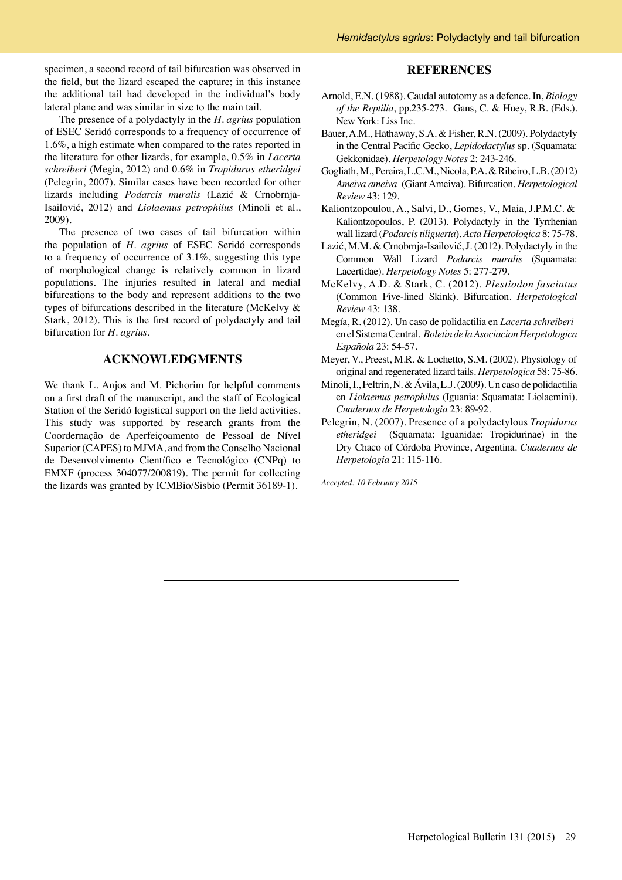specimen, a second record of tail bifurcation was observed in the field, but the lizard escaped the capture; in this instance the additional tail had developed in the individual's body lateral plane and was similar in size to the main tail.

The presence of a polydactyly in the *H. agrius* population of ESEC Seridó corresponds to a frequency of occurrence of 1.6%, a high estimate when compared to the rates reported in the literature for other lizards, for example, 0.5% in *Lacerta schreiberi* (Megia, 2012) and 0.6% in *Tropidurus etheridgei* (Pelegrin, 2007). Similar cases have been recorded for other lizards including *Podarcis muralis* (Lazić & Crnobrnja-Isailović, 2012) and *Liolaemus petrophilus* (Minoli et al., 2009).

The presence of two cases of tail bifurcation within the population of *H. agrius* of ESEC Seridó corresponds to a frequency of occurrence of 3.1%, suggesting this type of morphological change is relatively common in lizard populations. The injuries resulted in lateral and medial bifurcations to the body and represent additions to the two types of bifurcations described in the literature (McKelvy & Stark, 2012). This is the first record of polydactyly and tail bifurcation for *H. agrius*.

## ACKNOWLEDGMENTS

We thank L. Anjos and M. Pichorim for helpful comments on a first draft of the manuscript, and the staff of Ecological Station of the Seridó logistical support on the field activities. This study was supported by research grants from the Coordernação de Aperfeiçoamento de Pessoal de Nível Superior (CAPES) to MJMA, and from the Conselho Nacional de Desenvolvimento Científico e Tecnológico (CNPq) to EMXF (process 304077/200819). The permit for collecting the lizards was granted by ICMBio/Sisbio (Permit 36189-1).

## REFERENCES

Arnold, E.N. (1988). Caudal autotomy as a defence. In, *Biology of the Reptilia*, pp.235-273. Gans, C. & Huey, R.B. (Eds.). New York: Liss Inc.

Bauer, A.M., Hathaway, S.A. & Fisher, R.N. (2009). Polydactyly in the Central Pacific Gecko, *Lepidodactylus* sp. (Squamata: Gekkonidae). *Herpetology Notes* 2: 243-246.

Gogliath, M., Pereira, L.C.M., Nicola, P.A. & Ribeiro, L.B. (2012) *Ameiva ameiva* (Giant Ameiva). Bifurcation. *Herpetological Review* 43: 129.

Kaliontzopoulou, A., Salvi, D., Gomes, V., Maia, J.P.M.C. & Kaliontzopoulos, P. (2013). Polydactyly in the Tyrrhenian wall lizard (*Podarcis tiliguerta*). *Acta Herpetologica* 8: 75-78.

Lazić, M.M. & Crnobrnja-Isailović, J. (2012). Polydactyly in the Common Wall Lizard *Podarcis muralis* (Squamata: Lacertidae). *Herpetology Notes* 5: 277-279.

McKelvy, A.D. & Stark, C. (2012). *Plestiodon fasciatus* (Common Five-lined Skink). Bifurcation. *Herpetological Review* 43: 138.

Megía, R. (2012). Un caso de polidactilia en *Lacerta schreiberi* en el Sistema Central. *Boletin de la Asociacion Herpetologica Española* 23: 54-57.

Meyer, V., Preest, M.R. & Lochetto, S.M. (2002). Physiology of original and regenerated lizard tails. *Herpetologica* 58: 75-86.

Minoli, I., Feltrin, N. & Ávila, L.J. (2009). Un caso de polidactilia en *Liolaemus petrophilus* (Iguania: Squamata: Liolaemini). *Cuadernos de Herpetologia* 23: 89-92.

Pelegrin, N. (2007). Presence of a polydactylous *Tropidurus etheridgei* (Squamata: Iguanidae: Tropidurinae) in the Dry Chaco of Córdoba Province, Argentina. *Cuadernos de Herpetologia* 21: 115-116.

*Accepted: 10 February 2015*